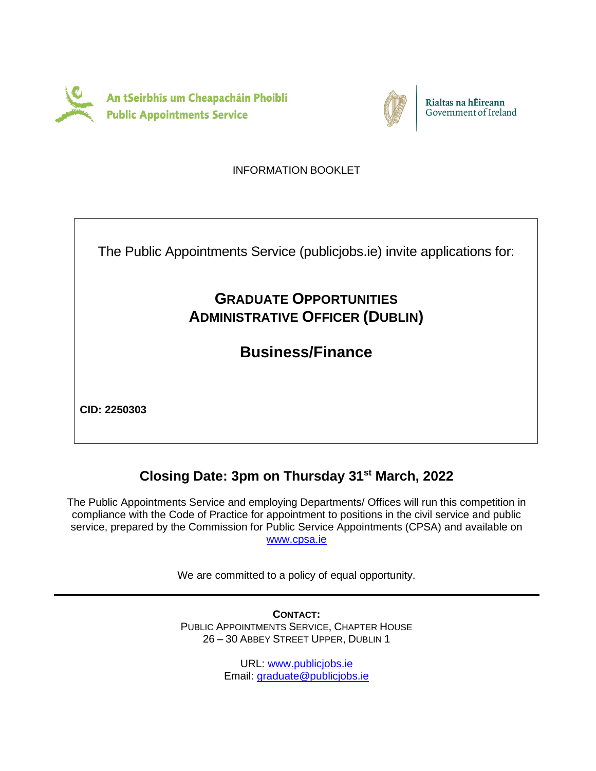An tSeirbhís um Cheapacháin Phoiblí
Public Appointments Service

Rialtas na hÉireann
Government of Ireland

INFORMATION BOOKLET

The Public Appointments Service (publicjobs.ie) invite applications for:

# GRADUATE OPPORTUNITIES ADMINISTRATIVE OFFICER (DUBLIN)

# Business/Finance

**CID: 2250303**

## Closing Date: 3pm on Thursday 31st March, 2022

The Public Appointments Service and employing Departments/ Offices will run this competition in compliance with the Code of Practice for appointment to positions in the civil service and public service, prepared by the Commission for Public Service Appointments (CPSA) and available on www.cpsa.ie

We are committed to a policy of equal opportunity.

---

**CONTACT:**
PUBLIC APPOINTMENTS SERVICE, CHAPTER HOUSE
26 – 30 ABBEY STREET UPPER, DUBLIN 1

URL: www.publicjobs.ie
Email: graduate@publicjobs.ie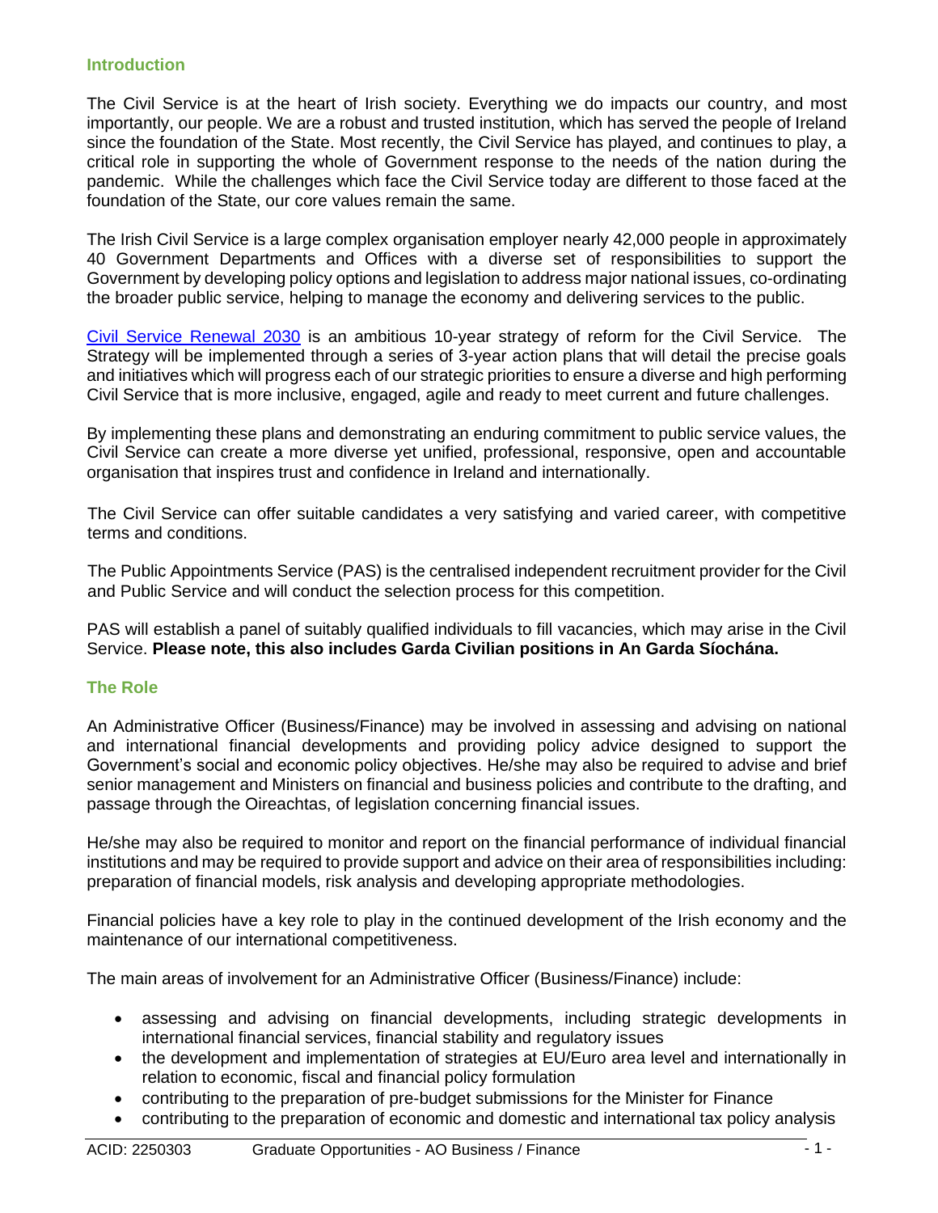## Introduction

The Civil Service is at the heart of Irish society. Everything we do impacts our country, and most importantly, our people. We are a robust and trusted institution, which has served the people of Ireland since the foundation of the State. Most recently, the Civil Service has played, and continues to play, a critical role in supporting the whole of Government response to the needs of the nation during the pandemic. While the challenges which face the Civil Service today are different to those faced at the foundation of the State, our core values remain the same.

The Irish Civil Service is a large complex organisation employer nearly 42,000 people in approximately 40 Government Departments and Offices with a diverse set of responsibilities to support the Government by developing policy options and legislation to address major national issues, co-ordinating the broader public service, helping to manage the economy and delivering services to the public.

Civil Service Renewal 2030 is an ambitious 10-year strategy of reform for the Civil Service. The Strategy will be implemented through a series of 3-year action plans that will detail the precise goals and initiatives which will progress each of our strategic priorities to ensure a diverse and high performing Civil Service that is more inclusive, engaged, agile and ready to meet current and future challenges.

By implementing these plans and demonstrating an enduring commitment to public service values, the Civil Service can create a more diverse yet unified, professional, responsive, open and accountable organisation that inspires trust and confidence in Ireland and internationally.

The Civil Service can offer suitable candidates a very satisfying and varied career, with competitive terms and conditions.

The Public Appointments Service (PAS) is the centralised independent recruitment provider for the Civil and Public Service and will conduct the selection process for this competition.

PAS will establish a panel of suitably qualified individuals to fill vacancies, which may arise in the Civil Service. **Please note, this also includes Garda Civilian positions in An Garda Síochána.**

## The Role

An Administrative Officer (Business/Finance) may be involved in assessing and advising on national and international financial developments and providing policy advice designed to support the Government's social and economic policy objectives. He/she may also be required to advise and brief senior management and Ministers on financial and business policies and contribute to the drafting, and passage through the Oireachtas, of legislation concerning financial issues.

He/she may also be required to monitor and report on the financial performance of individual financial institutions and may be required to provide support and advice on their area of responsibilities including: preparation of financial models, risk analysis and developing appropriate methodologies.

Financial policies have a key role to play in the continued development of the Irish economy and the maintenance of our international competitiveness.

The main areas of involvement for an Administrative Officer (Business/Finance) include:

- assessing and advising on financial developments, including strategic developments in international financial services, financial stability and regulatory issues
- the development and implementation of strategies at EU/Euro area level and internationally in relation to economic, fiscal and financial policy formulation
- contributing to the preparation of pre-budget submissions for the Minister for Finance
- contributing to the preparation of economic and domestic and international tax policy analysis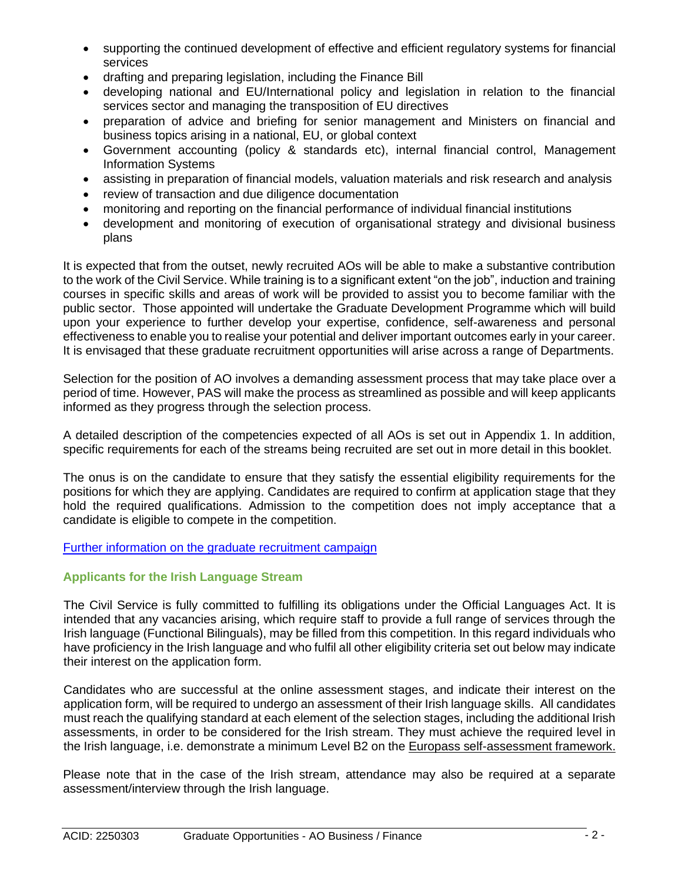- supporting the continued development of effective and efficient regulatory systems for financial services
- drafting and preparing legislation, including the Finance Bill
- developing national and EU/International policy and legislation in relation to the financial services sector and managing the transposition of EU directives
- preparation of advice and briefing for senior management and Ministers on financial and business topics arising in a national, EU, or global context
- Government accounting (policy & standards etc), internal financial control, Management Information Systems
- assisting in preparation of financial models, valuation materials and risk research and analysis
- review of transaction and due diligence documentation
- monitoring and reporting on the financial performance of individual financial institutions
- development and monitoring of execution of organisational strategy and divisional business plans

It is expected that from the outset, newly recruited AOs will be able to make a substantive contribution to the work of the Civil Service. While training is to a significant extent "on the job", induction and training courses in specific skills and areas of work will be provided to assist you to become familiar with the public sector. Those appointed will undertake the Graduate Development Programme which will build upon your experience to further develop your expertise, confidence, self-awareness and personal effectiveness to enable you to realise your potential and deliver important outcomes early in your career. It is envisaged that these graduate recruitment opportunities will arise across a range of Departments.

Selection for the position of AO involves a demanding assessment process that may take place over a period of time. However, PAS will make the process as streamlined as possible and will keep applicants informed as they progress through the selection process.

A detailed description of the competencies expected of all AOs is set out in Appendix 1. In addition, specific requirements for each of the streams being recruited are set out in more detail in this booklet.

The onus is on the candidate to ensure that they satisfy the essential eligibility requirements for the positions for which they are applying. Candidates are required to confirm at application stage that they hold the required qualifications. Admission to the competition does not imply acceptance that a candidate is eligible to compete in the competition.

Further information on the graduate recruitment campaign

### Applicants for the Irish Language Stream

The Civil Service is fully committed to fulfilling its obligations under the Official Languages Act. It is intended that any vacancies arising, which require staff to provide a full range of services through the Irish language (Functional Bilinguals), may be filled from this competition. In this regard individuals who have proficiency in the Irish language and who fulfil all other eligibility criteria set out below may indicate their interest on the application form.

Candidates who are successful at the online assessment stages, and indicate their interest on the application form, will be required to undergo an assessment of their Irish language skills. All candidates must reach the qualifying standard at each element of the selection stages, including the additional Irish assessments, in order to be considered for the Irish stream. They must achieve the required level in the Irish language, i.e. demonstrate a minimum Level B2 on the Europass self-assessment framework.

Please note that in the case of the Irish stream, attendance may also be required at a separate assessment/interview through the Irish language.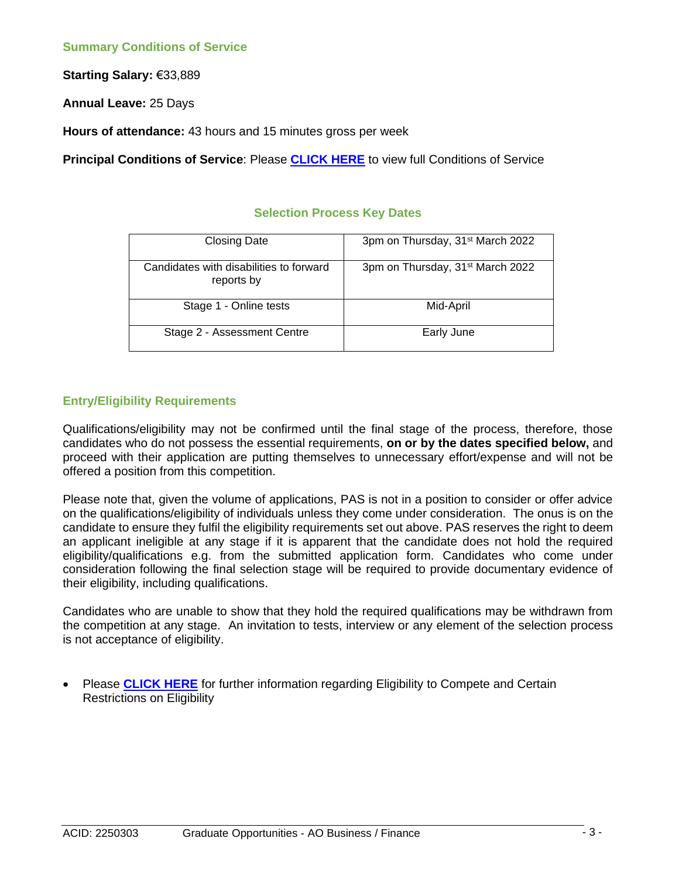## Summary Conditions of Service

**Starting Salary:** €33,889

**Annual Leave:** 25 Days

**Hours of attendance:** 43 hours and 15 minutes gross per week

**Principal Conditions of Service**: Please **CLICK HERE** to view full Conditions of Service

## Selection Process Key Dates

| Closing Date | 3pm on Thursday, 31st March 2022 |
|---|---|
| Candidates with disabilities to forward reports by | 3pm on Thursday, 31st March 2022 |
| Stage 1 - Online tests | Mid-April |
| Stage 2 - Assessment Centre | Early June |

## Entry/Eligibility Requirements

Qualifications/eligibility may not be confirmed until the final stage of the process, therefore, those candidates who do not possess the essential requirements, **on or by the dates specified below,** and proceed with their application are putting themselves to unnecessary effort/expense and will not be offered a position from this competition.

Please note that, given the volume of applications, PAS is not in a position to consider or offer advice on the qualifications/eligibility of individuals unless they come under consideration. The onus is on the candidate to ensure they fulfil the eligibility requirements set out above. PAS reserves the right to deem an applicant ineligible at any stage if it is apparent that the candidate does not hold the required eligibility/qualifications e.g. from the submitted application form. Candidates who come under consideration following the final selection stage will be required to provide documentary evidence of their eligibility, including qualifications.

Candidates who are unable to show that they hold the required qualifications may be withdrawn from the competition at any stage. An invitation to tests, interview or any element of the selection process is not acceptance of eligibility.

- Please **CLICK HERE** for further information regarding Eligibility to Compete and Certain Restrictions on Eligibility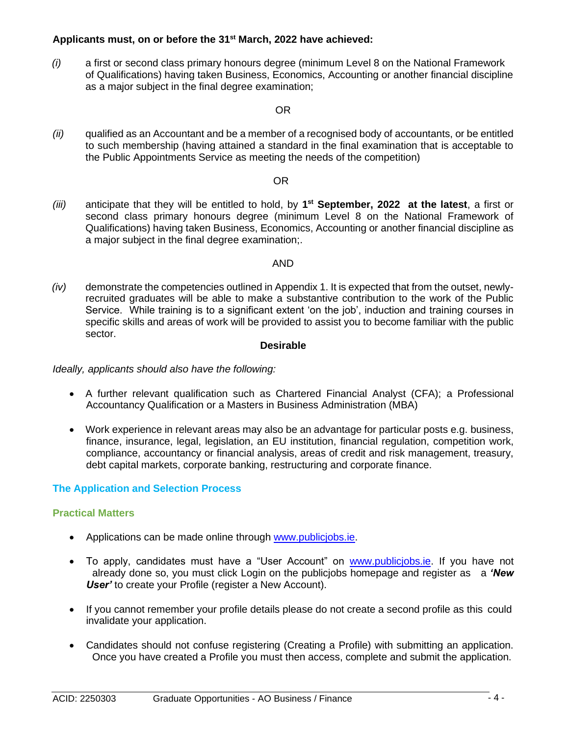**Applicants must, on or before the 31st March, 2022 have achieved:**

*(i)* a first or second class primary honours degree (minimum Level 8 on the National Framework of Qualifications) having taken Business, Economics, Accounting or another financial discipline as a major subject in the final degree examination;

OR

*(ii)* qualified as an Accountant and be a member of a recognised body of accountants, or be entitled to such membership (having attained a standard in the final examination that is acceptable to the Public Appointments Service as meeting the needs of the competition)

OR

*(iii)* anticipate that they will be entitled to hold, by **1st September, 2022 at the latest**, a first or second class primary honours degree (minimum Level 8 on the National Framework of Qualifications) having taken Business, Economics, Accounting or another financial discipline as a major subject in the final degree examination;.

AND

*(iv)* demonstrate the competencies outlined in Appendix 1. It is expected that from the outset, newly-recruited graduates will be able to make a substantive contribution to the work of the Public Service. While training is to a significant extent 'on the job', induction and training courses in specific skills and areas of work will be provided to assist you to become familiar with the public sector.

**Desirable**

*Ideally, applicants should also have the following:*

- A further relevant qualification such as Chartered Financial Analyst (CFA); a Professional Accountancy Qualification or a Masters in Business Administration (MBA)
- Work experience in relevant areas may also be an advantage for particular posts e.g. business, finance, insurance, legal, legislation, an EU institution, financial regulation, competition work, compliance, accountancy or financial analysis, areas of credit and risk management, treasury, debt capital markets, corporate banking, restructuring and corporate finance.

## The Application and Selection Process

### Practical Matters

- Applications can be made online through www.publicjobs.ie.
- To apply, candidates must have a "User Account" on www.publicjobs.ie. If you have not already done so, you must click Login on the publicjobs homepage and register as a ***'New User'*** to create your Profile (register a New Account).
- If you cannot remember your profile details please do not create a second profile as this could invalidate your application.
- Candidates should not confuse registering (Creating a Profile) with submitting an application. Once you have created a Profile you must then access, complete and submit the application.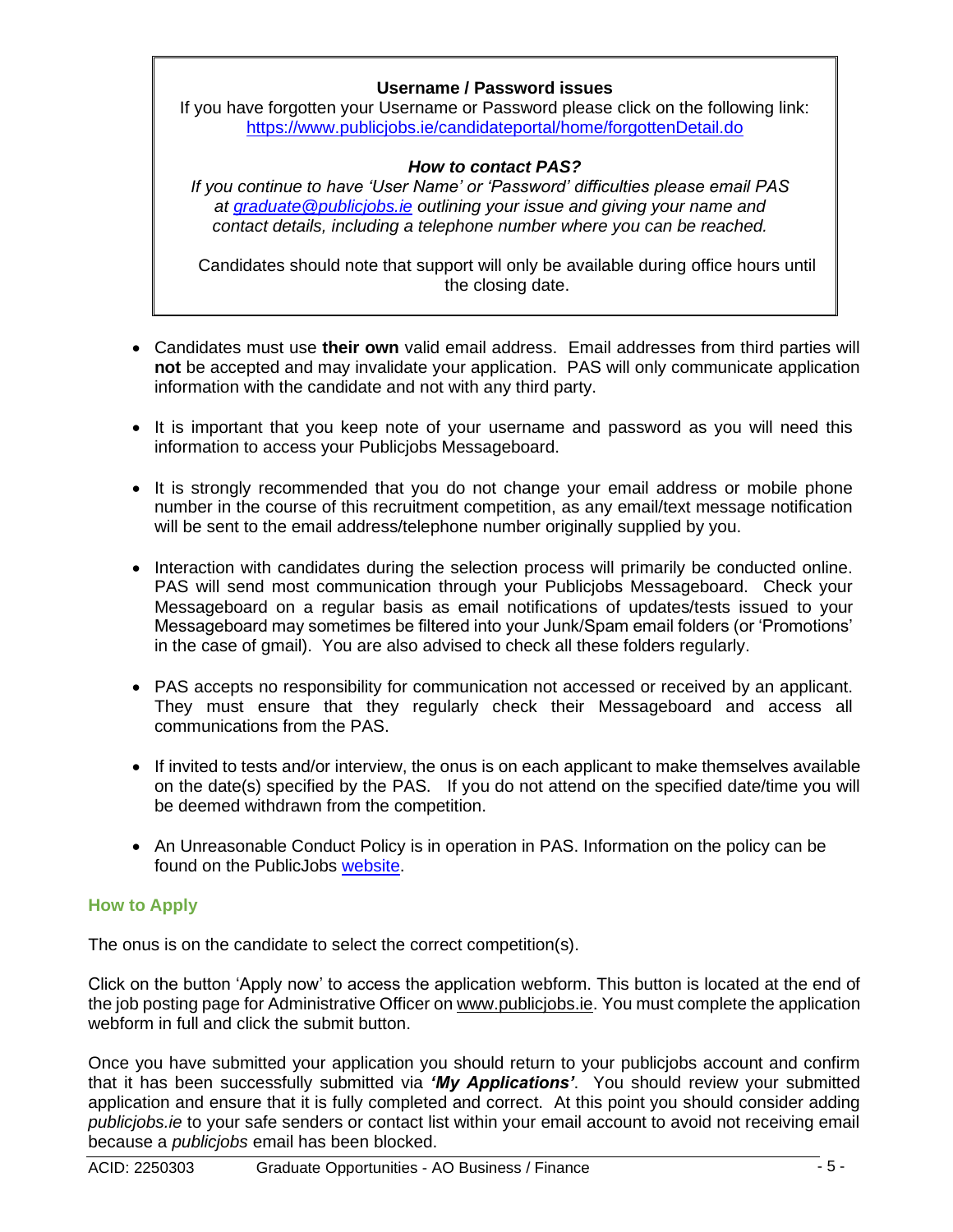**Username / Password issues**
If you have forgotten your Username or Password please click on the following link: https://www.publicjobs.ie/candidateportal/home/forgottenDetail.do

***How to contact PAS?***
*If you continue to have 'User Name' or 'Password' difficulties please email PAS at graduate@publicjobs.ie outlining your issue and giving your name and contact details, including a telephone number where you can be reached.*

Candidates should note that support will only be available during office hours until the closing date.

- Candidates must use **their own** valid email address. Email addresses from third parties will **not** be accepted and may invalidate your application. PAS will only communicate application information with the candidate and not with any third party.
- It is important that you keep note of your username and password as you will need this information to access your Publicjobs Messageboard.
- It is strongly recommended that you do not change your email address or mobile phone number in the course of this recruitment competition, as any email/text message notification will be sent to the email address/telephone number originally supplied by you.
- Interaction with candidates during the selection process will primarily be conducted online. PAS will send most communication through your Publicjobs Messageboard. Check your Messageboard on a regular basis as email notifications of updates/tests issued to your Messageboard may sometimes be filtered into your Junk/Spam email folders (or 'Promotions' in the case of gmail). You are also advised to check all these folders regularly.
- PAS accepts no responsibility for communication not accessed or received by an applicant. They must ensure that they regularly check their Messageboard and access all communications from the PAS.
- If invited to tests and/or interview, the onus is on each applicant to make themselves available on the date(s) specified by the PAS. If you do not attend on the specified date/time you will be deemed withdrawn from the competition.
- An Unreasonable Conduct Policy is in operation in PAS. Information on the policy can be found on the PublicJobs website.

## How to Apply

The onus is on the candidate to select the correct competition(s).

Click on the button 'Apply now' to access the application webform. This button is located at the end of the job posting page for Administrative Officer on www.publicjobs.ie. You must complete the application webform in full and click the submit button.

Once you have submitted your application you should return to your publicjobs account and confirm that it has been successfully submitted via ***'My Applications'***. You should review your submitted application and ensure that it is fully completed and correct. At this point you should consider adding *publicjobs.ie* to your safe senders or contact list within your email account to avoid not receiving email because a *publicjobs* email has been blocked.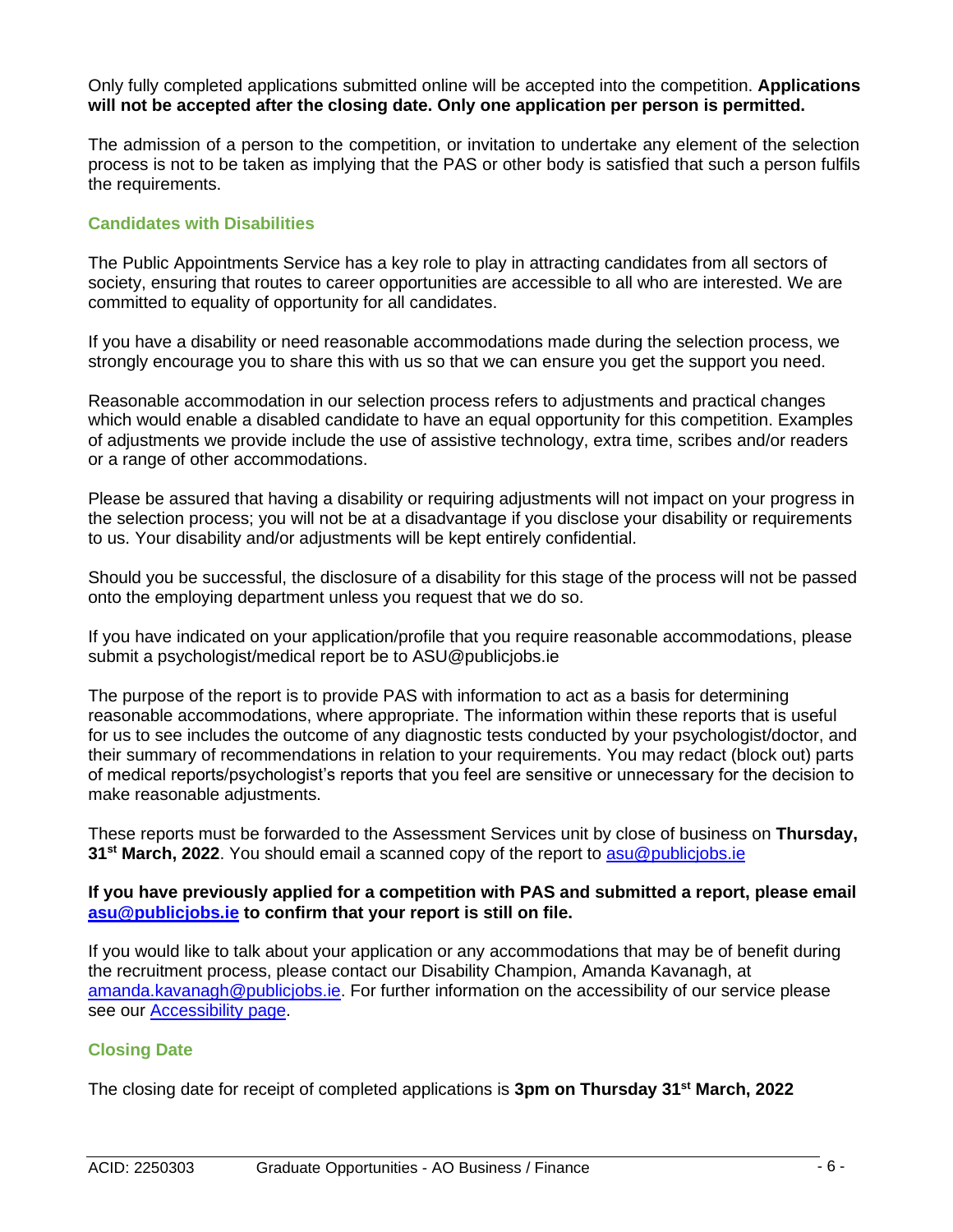Only fully completed applications submitted online will be accepted into the competition. **Applications will not be accepted after the closing date. Only one application per person is permitted.**

The admission of a person to the competition, or invitation to undertake any element of the selection process is not to be taken as implying that the PAS or other body is satisfied that such a person fulfils the requirements.

## Candidates with Disabilities

The Public Appointments Service has a key role to play in attracting candidates from all sectors of society, ensuring that routes to career opportunities are accessible to all who are interested. We are committed to equality of opportunity for all candidates.

If you have a disability or need reasonable accommodations made during the selection process, we strongly encourage you to share this with us so that we can ensure you get the support you need.

Reasonable accommodation in our selection process refers to adjustments and practical changes which would enable a disabled candidate to have an equal opportunity for this competition. Examples of adjustments we provide include the use of assistive technology, extra time, scribes and/or readers or a range of other accommodations.

Please be assured that having a disability or requiring adjustments will not impact on your progress in the selection process; you will not be at a disadvantage if you disclose your disability or requirements to us. Your disability and/or adjustments will be kept entirely confidential.

Should you be successful, the disclosure of a disability for this stage of the process will not be passed onto the employing department unless you request that we do so.

If you have indicated on your application/profile that you require reasonable accommodations, please submit a psychologist/medical report be to ASU@publicjobs.ie

The purpose of the report is to provide PAS with information to act as a basis for determining reasonable accommodations, where appropriate. The information within these reports that is useful for us to see includes the outcome of any diagnostic tests conducted by your psychologist/doctor, and their summary of recommendations in relation to your requirements. You may redact (block out) parts of medical reports/psychologist's reports that you feel are sensitive or unnecessary for the decision to make reasonable adjustments.

These reports must be forwarded to the Assessment Services unit by close of business on **Thursday, 31st March, 2022**. You should email a scanned copy of the report to asu@publicjobs.ie

**If you have previously applied for a competition with PAS and submitted a report, please email asu@publicjobs.ie to confirm that your report is still on file.**

If you would like to talk about your application or any accommodations that may be of benefit during the recruitment process, please contact our Disability Champion, Amanda Kavanagh, at amanda.kavanagh@publicjobs.ie. For further information on the accessibility of our service please see our Accessibility page.

## Closing Date

The closing date for receipt of completed applications is **3pm on Thursday 31st March, 2022**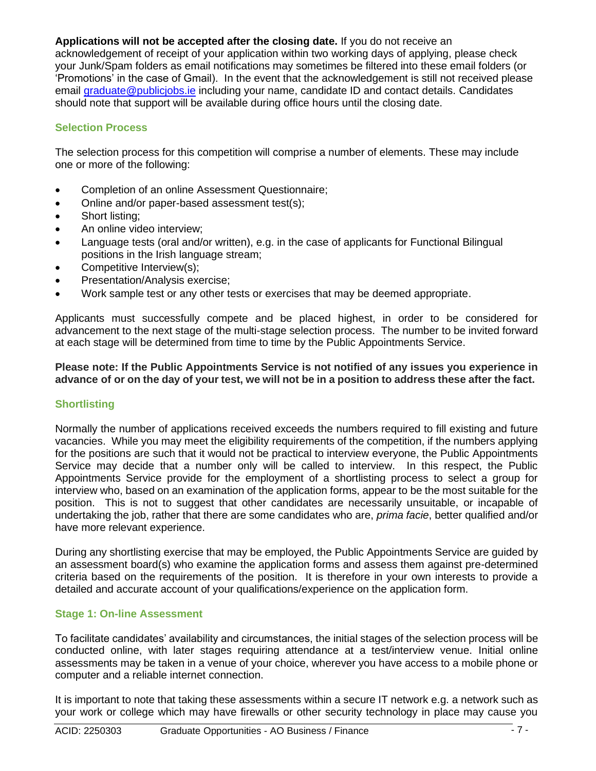**Applications will not be accepted after the closing date.** If you do not receive an acknowledgement of receipt of your application within two working days of applying, please check your Junk/Spam folders as email notifications may sometimes be filtered into these email folders (or 'Promotions' in the case of Gmail). In the event that the acknowledgement is still not received please email [graduate@publicjobs.ie](mailto:graduate@publicjobs.ie) including your name, candidate ID and contact details. Candidates should note that support will be available during office hours until the closing date.

### Selection Process

The selection process for this competition will comprise a number of elements. These may include one or more of the following:

- Completion of an online Assessment Questionnaire;
- Online and/or paper-based assessment test(s);
- Short listing;
- An online video interview;
- Language tests (oral and/or written), e.g. in the case of applicants for Functional Bilingual positions in the Irish language stream;
- Competitive Interview(s);
- Presentation/Analysis exercise;
- Work sample test or any other tests or exercises that may be deemed appropriate.

Applicants must successfully compete and be placed highest, in order to be considered for advancement to the next stage of the multi-stage selection process. The number to be invited forward at each stage will be determined from time to time by the Public Appointments Service.

**Please note: If the Public Appointments Service is not notified of any issues you experience in advance of or on the day of your test, we will not be in a position to address these after the fact.**

### Shortlisting

Normally the number of applications received exceeds the numbers required to fill existing and future vacancies. While you may meet the eligibility requirements of the competition, if the numbers applying for the positions are such that it would not be practical to interview everyone, the Public Appointments Service may decide that a number only will be called to interview. In this respect, the Public Appointments Service provide for the employment of a shortlisting process to select a group for interview who, based on an examination of the application forms, appear to be the most suitable for the position. This is not to suggest that other candidates are necessarily unsuitable, or incapable of undertaking the job, rather that there are some candidates who are, *prima facie*, better qualified and/or have more relevant experience.

During any shortlisting exercise that may be employed, the Public Appointments Service are guided by an assessment board(s) who examine the application forms and assess them against pre-determined criteria based on the requirements of the position. It is therefore in your own interests to provide a detailed and accurate account of your qualifications/experience on the application form.

### Stage 1: On-line Assessment

To facilitate candidates' availability and circumstances, the initial stages of the selection process will be conducted online, with later stages requiring attendance at a test/interview venue. Initial online assessments may be taken in a venue of your choice, wherever you have access to a mobile phone or computer and a reliable internet connection.

It is important to note that taking these assessments within a secure IT network e.g. a network such as your work or college which may have firewalls or other security technology in place may cause you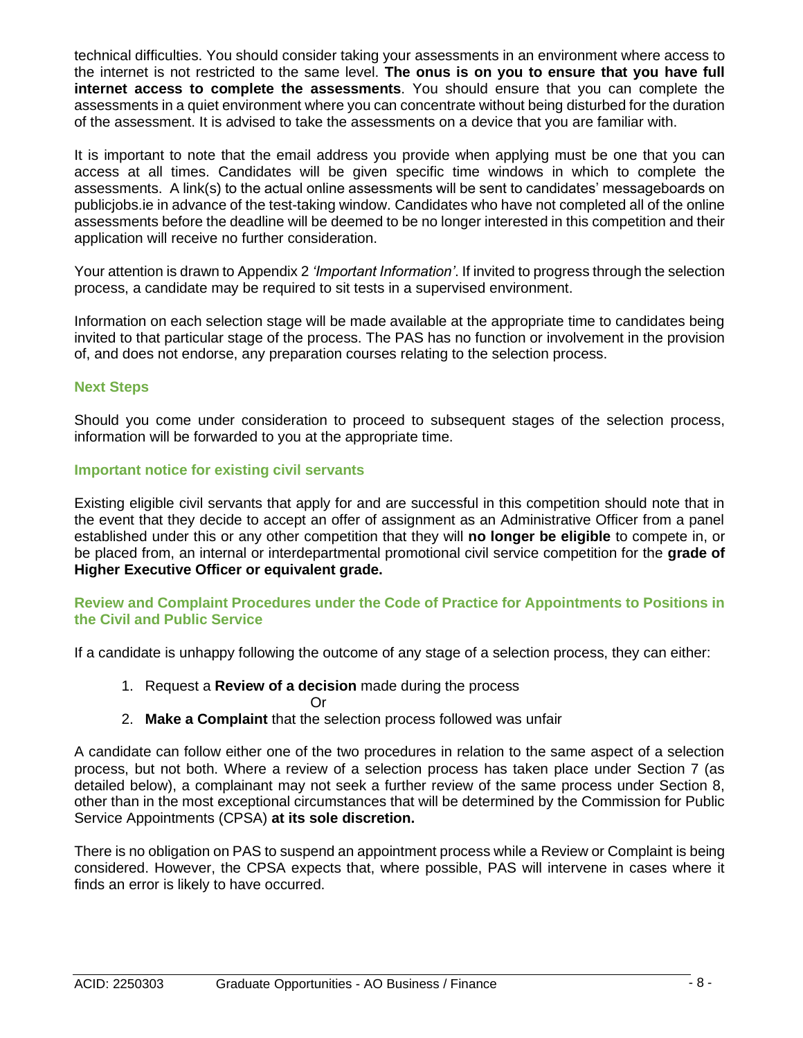technical difficulties. You should consider taking your assessments in an environment where access to the internet is not restricted to the same level. **The onus is on you to ensure that you have full internet access to complete the assessments**. You should ensure that you can complete the assessments in a quiet environment where you can concentrate without being disturbed for the duration of the assessment. It is advised to take the assessments on a device that you are familiar with.

It is important to note that the email address you provide when applying must be one that you can access at all times. Candidates will be given specific time windows in which to complete the assessments. A link(s) to the actual online assessments will be sent to candidates' messageboards on publicjobs.ie in advance of the test-taking window. Candidates who have not completed all of the online assessments before the deadline will be deemed to be no longer interested in this competition and their application will receive no further consideration.

Your attention is drawn to Appendix 2 *'Important Information'*. If invited to progress through the selection process, a candidate may be required to sit tests in a supervised environment.

Information on each selection stage will be made available at the appropriate time to candidates being invited to that particular stage of the process. The PAS has no function or involvement in the provision of, and does not endorse, any preparation courses relating to the selection process.

### Next Steps

Should you come under consideration to proceed to subsequent stages of the selection process, information will be forwarded to you at the appropriate time.

### Important notice for existing civil servants

Existing eligible civil servants that apply for and are successful in this competition should note that in the event that they decide to accept an offer of assignment as an Administrative Officer from a panel established under this or any other competition that they will **no longer be eligible** to compete in, or be placed from, an internal or interdepartmental promotional civil service competition for the **grade of Higher Executive Officer or equivalent grade.**

### Review and Complaint Procedures under the Code of Practice for Appointments to Positions in the Civil and Public Service

If a candidate is unhappy following the outcome of any stage of a selection process, they can either:

1. Request a **Review of a decision** made during the process

   Or

2. **Make a Complaint** that the selection process followed was unfair

A candidate can follow either one of the two procedures in relation to the same aspect of a selection process, but not both. Where a review of a selection process has taken place under Section 7 (as detailed below), a complainant may not seek a further review of the same process under Section 8, other than in the most exceptional circumstances that will be determined by the Commission for Public Service Appointments (CPSA) **at its sole discretion.**

There is no obligation on PAS to suspend an appointment process while a Review or Complaint is being considered. However, the CPSA expects that, where possible, PAS will intervene in cases where it finds an error is likely to have occurred.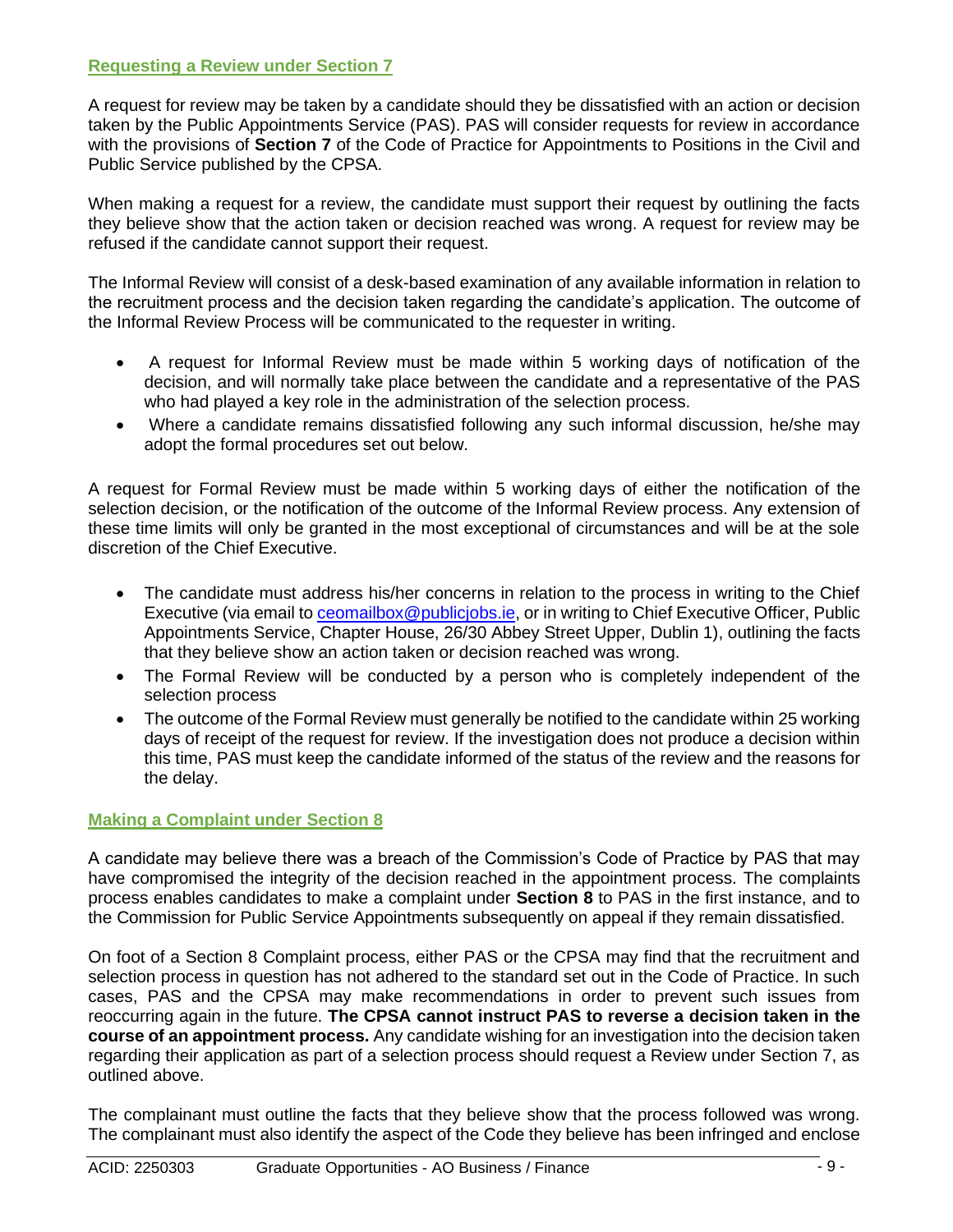## Requesting a Review under Section 7

A request for review may be taken by a candidate should they be dissatisfied with an action or decision taken by the Public Appointments Service (PAS). PAS will consider requests for review in accordance with the provisions of **Section 7** of the Code of Practice for Appointments to Positions in the Civil and Public Service published by the CPSA.

When making a request for a review, the candidate must support their request by outlining the facts they believe show that the action taken or decision reached was wrong. A request for review may be refused if the candidate cannot support their request.

The Informal Review will consist of a desk-based examination of any available information in relation to the recruitment process and the decision taken regarding the candidate's application. The outcome of the Informal Review Process will be communicated to the requester in writing.

- A request for Informal Review must be made within 5 working days of notification of the decision, and will normally take place between the candidate and a representative of the PAS who had played a key role in the administration of the selection process.
- Where a candidate remains dissatisfied following any such informal discussion, he/she may adopt the formal procedures set out below.

A request for Formal Review must be made within 5 working days of either the notification of the selection decision, or the notification of the outcome of the Informal Review process. Any extension of these time limits will only be granted in the most exceptional of circumstances and will be at the sole discretion of the Chief Executive.

- The candidate must address his/her concerns in relation to the process in writing to the Chief Executive (via email to ceomailbox@publicjobs.ie, or in writing to Chief Executive Officer, Public Appointments Service, Chapter House, 26/30 Abbey Street Upper, Dublin 1), outlining the facts that they believe show an action taken or decision reached was wrong.
- The Formal Review will be conducted by a person who is completely independent of the selection process
- The outcome of the Formal Review must generally be notified to the candidate within 25 working days of receipt of the request for review. If the investigation does not produce a decision within this time, PAS must keep the candidate informed of the status of the review and the reasons for the delay.

## Making a Complaint under Section 8

A candidate may believe there was a breach of the Commission's Code of Practice by PAS that may have compromised the integrity of the decision reached in the appointment process. The complaints process enables candidates to make a complaint under **Section 8** to PAS in the first instance, and to the Commission for Public Service Appointments subsequently on appeal if they remain dissatisfied.

On foot of a Section 8 Complaint process, either PAS or the CPSA may find that the recruitment and selection process in question has not adhered to the standard set out in the Code of Practice. In such cases, PAS and the CPSA may make recommendations in order to prevent such issues from reoccurring again in the future. **The CPSA cannot instruct PAS to reverse a decision taken in the course of an appointment process.** Any candidate wishing for an investigation into the decision taken regarding their application as part of a selection process should request a Review under Section 7, as outlined above.

The complainant must outline the facts that they believe show that the process followed was wrong. The complainant must also identify the aspect of the Code they believe has been infringed and enclose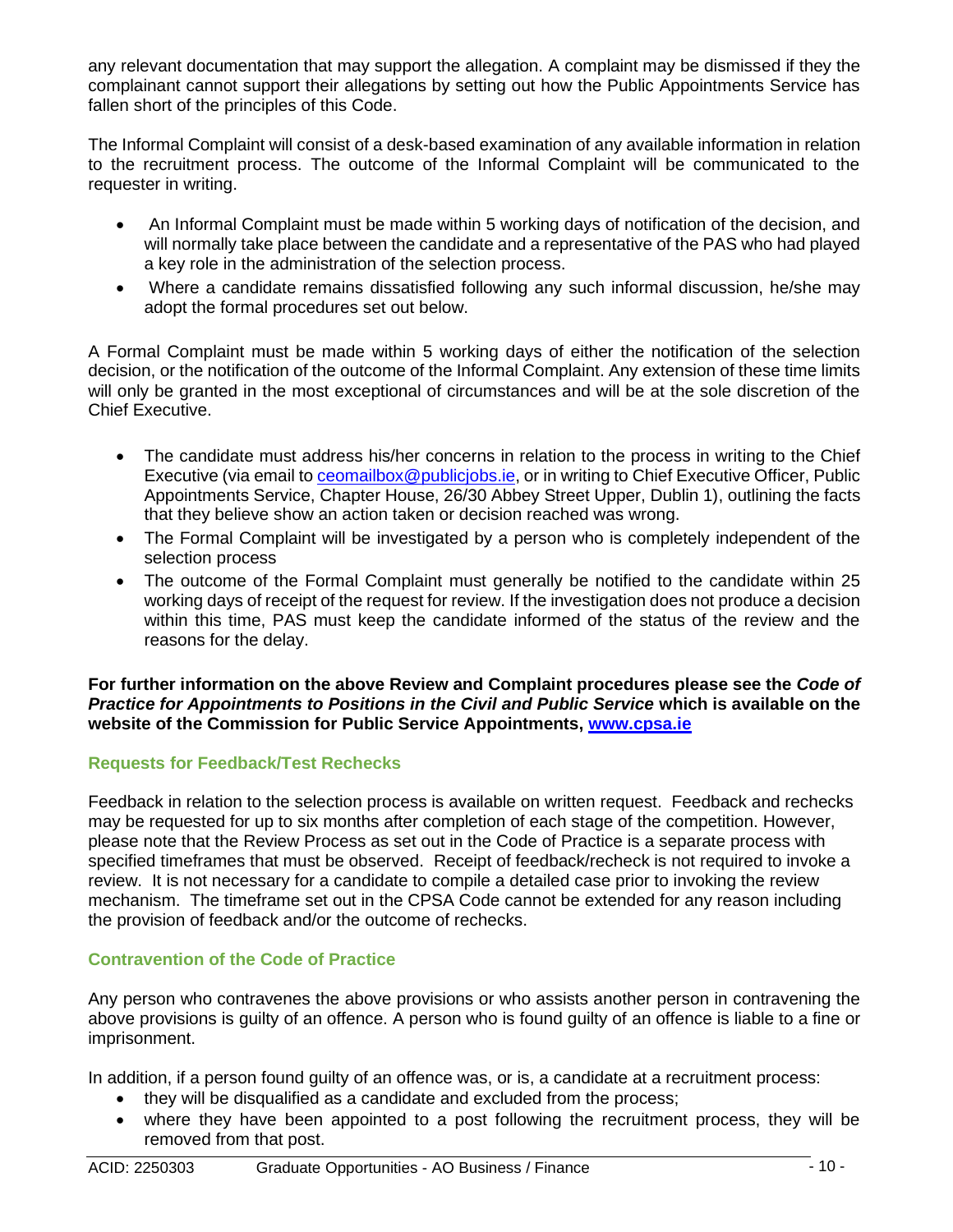any relevant documentation that may support the allegation. A complaint may be dismissed if they the complainant cannot support their allegations by setting out how the Public Appointments Service has fallen short of the principles of this Code.

The Informal Complaint will consist of a desk-based examination of any available information in relation to the recruitment process. The outcome of the Informal Complaint will be communicated to the requester in writing.

- An Informal Complaint must be made within 5 working days of notification of the decision, and will normally take place between the candidate and a representative of the PAS who had played a key role in the administration of the selection process.
- Where a candidate remains dissatisfied following any such informal discussion, he/she may adopt the formal procedures set out below.

A Formal Complaint must be made within 5 working days of either the notification of the selection decision, or the notification of the outcome of the Informal Complaint. Any extension of these time limits will only be granted in the most exceptional of circumstances and will be at the sole discretion of the Chief Executive.

- The candidate must address his/her concerns in relation to the process in writing to the Chief Executive (via email to [ceomailbox@publicjobs.ie](mailto:ceomailbox@publicjobs.ie), or in writing to Chief Executive Officer, Public Appointments Service, Chapter House, 26/30 Abbey Street Upper, Dublin 1), outlining the facts that they believe show an action taken or decision reached was wrong.
- The Formal Complaint will be investigated by a person who is completely independent of the selection process
- The outcome of the Formal Complaint must generally be notified to the candidate within 25 working days of receipt of the request for review. If the investigation does not produce a decision within this time, PAS must keep the candidate informed of the status of the review and the reasons for the delay.

**For further information on the above Review and Complaint procedures please see the *Code of Practice for Appointments to Positions in the Civil and Public Service* which is available on the website of the Commission for Public Service Appointments, [www.cpsa.ie](http://www.cpsa.ie)**

### Requests for Feedback/Test Rechecks

Feedback in relation to the selection process is available on written request. Feedback and rechecks may be requested for up to six months after completion of each stage of the competition. However, please note that the Review Process as set out in the Code of Practice is a separate process with specified timeframes that must be observed. Receipt of feedback/recheck is not required to invoke a review. It is not necessary for a candidate to compile a detailed case prior to invoking the review mechanism. The timeframe set out in the CPSA Code cannot be extended for any reason including the provision of feedback and/or the outcome of rechecks.

### Contravention of the Code of Practice

Any person who contravenes the above provisions or who assists another person in contravening the above provisions is guilty of an offence. A person who is found guilty of an offence is liable to a fine or imprisonment.

In addition, if a person found guilty of an offence was, or is, a candidate at a recruitment process:

- they will be disqualified as a candidate and excluded from the process;
- where they have been appointed to a post following the recruitment process, they will be removed from that post.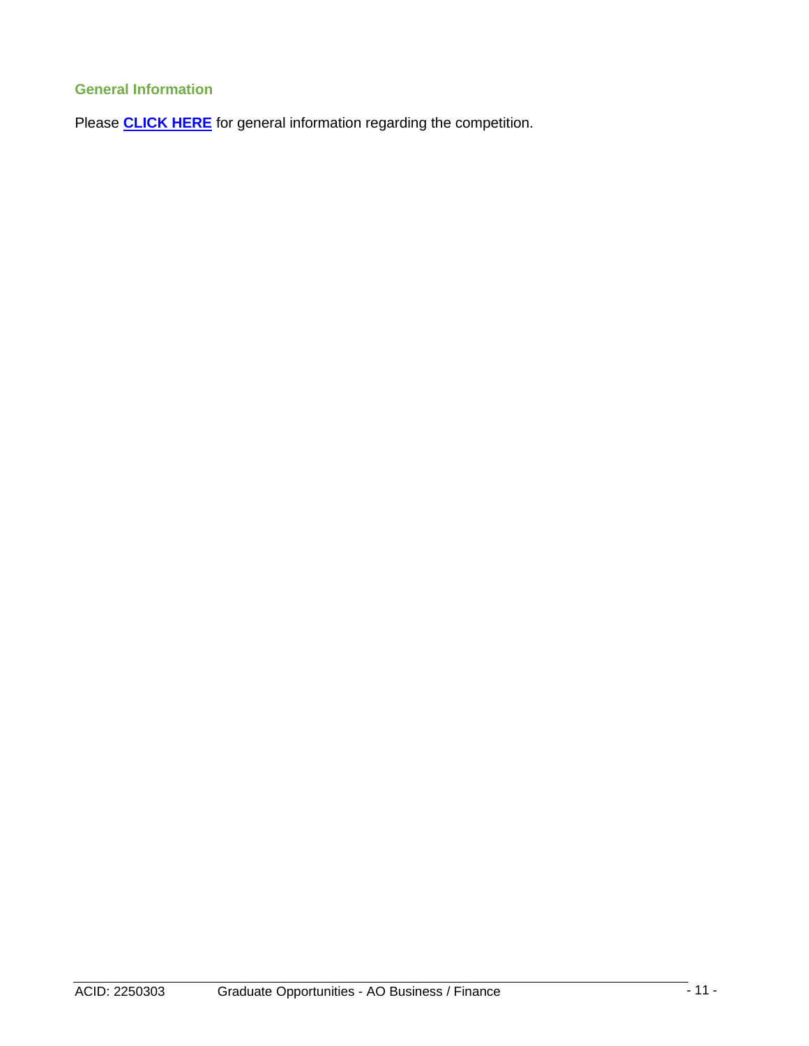### General Information

Please **CLICK HERE** for general information regarding the competition.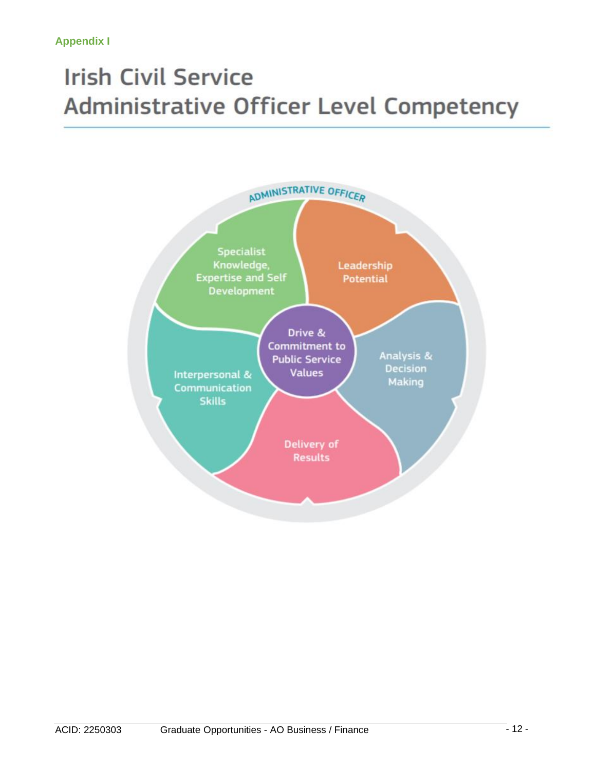Appendix I

# Irish Civil Service Administrative Officer Level Competency

ADMINISTRATIVE OFFICER

Specialist Knowledge, Expertise and Self Development

Leadership Potential

Drive & Commitment to Public Service Values

Analysis & Decision Making

Interpersonal & Communication Skills

Delivery of Results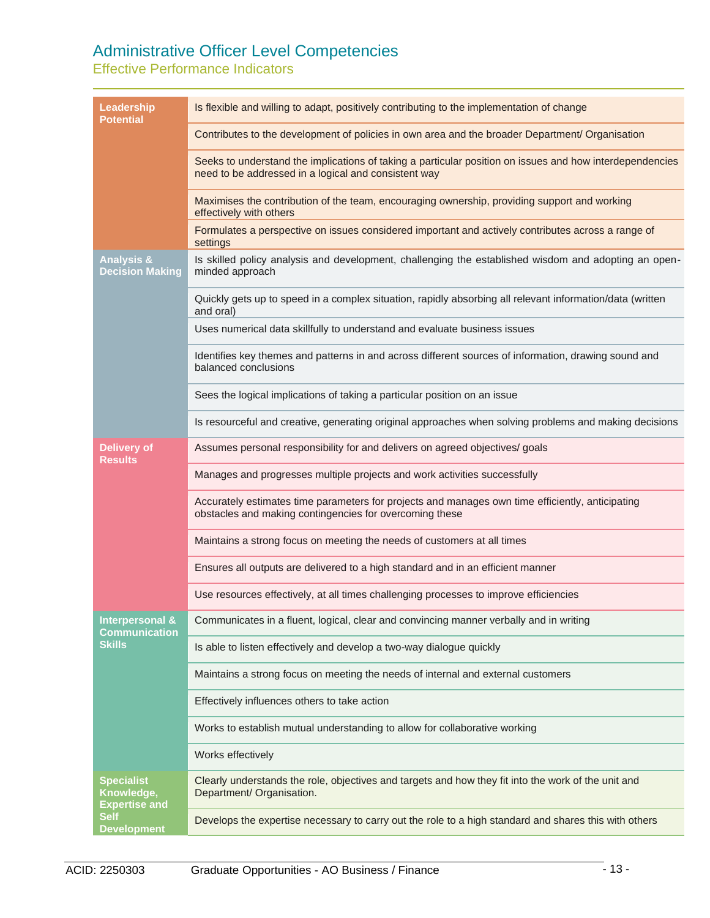# Administrative Officer Level Competencies

## Effective Performance Indicators

| | |
|---|---|
| **Leadership Potential** | Is flexible and willing to adapt, positively contributing to the implementation of change |
| | Contributes to the development of policies in own area and the broader Department/ Organisation |
| | Seeks to understand the implications of taking a particular position on issues and how interdependencies need to be addressed in a logical and consistent way |
| | Maximises the contribution of the team, encouraging ownership, providing support and working effectively with others |
| | Formulates a perspective on issues considered important and actively contributes across a range of settings |
| **Analysis & Decision Making** | Is skilled policy analysis and development, challenging the established wisdom and adopting an open-minded approach |
| | Quickly gets up to speed in a complex situation, rapidly absorbing all relevant information/data (written and oral) |
| | Uses numerical data skillfully to understand and evaluate business issues |
| | Identifies key themes and patterns in and across different sources of information, drawing sound and balanced conclusions |
| | Sees the logical implications of taking a particular position on an issue |
| | Is resourceful and creative, generating original approaches when solving problems and making decisions |
| **Delivery of Results** | Assumes personal responsibility for and delivers on agreed objectives/ goals |
| | Manages and progresses multiple projects and work activities successfully |
| | Accurately estimates time parameters for projects and manages own time efficiently, anticipating obstacles and making contingencies for overcoming these |
| | Maintains a strong focus on meeting the needs of customers at all times |
| | Ensures all outputs are delivered to a high standard and in an efficient manner |
| | Use resources effectively, at all times challenging processes to improve efficiencies |
| **Interpersonal & Communication Skills** | Communicates in a fluent, logical, clear and convincing manner verbally and in writing |
| | Is able to listen effectively and develop a two-way dialogue quickly |
| | Maintains a strong focus on meeting the needs of internal and external customers |
| | Effectively influences others to take action |
| | Works to establish mutual understanding to allow for collaborative working |
| | Works effectively |
| **Specialist Knowledge, Expertise and Self Development** | Clearly understands the role, objectives and targets and how they fit into the work of the unit and Department/ Organisation. |
| | Develops the expertise necessary to carry out the role to a high standard and shares this with others |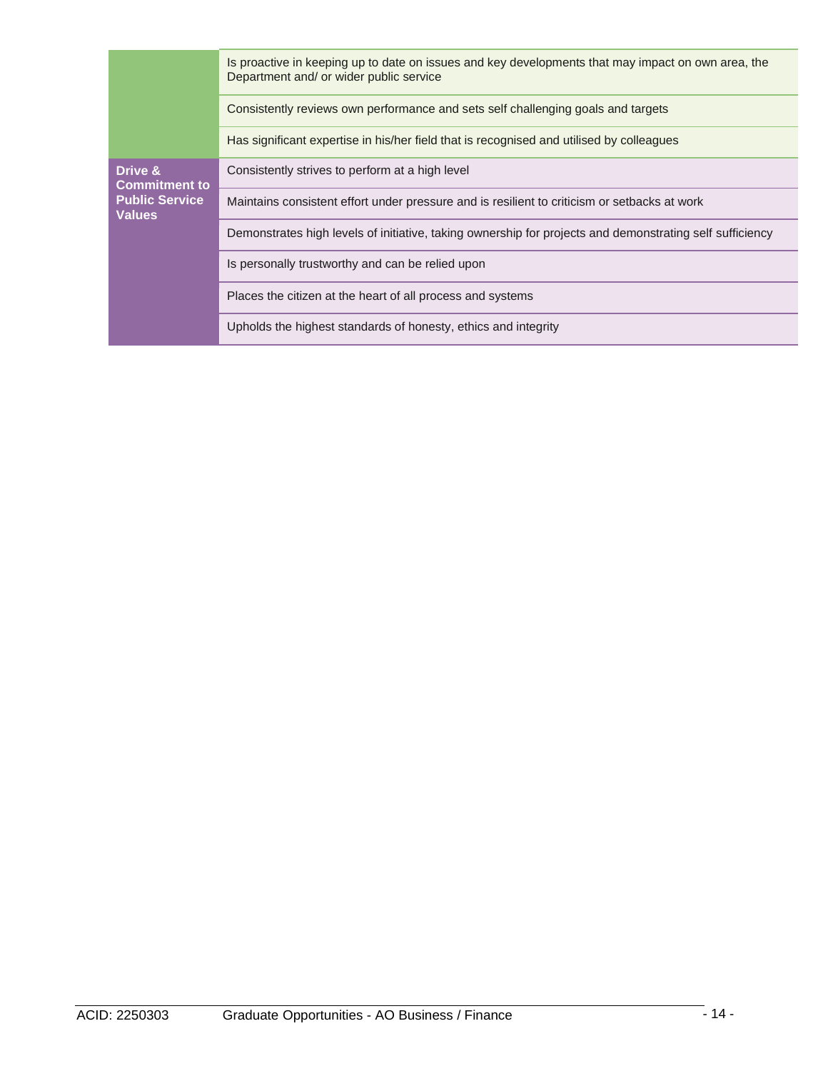|  |  |
| --- | --- |
|  | Is proactive in keeping up to date on issues and key developments that may impact on own area, the Department and/ or wider public service |
|  | Consistently reviews own performance and sets self challenging goals and targets |
|  | Has significant expertise in his/her field that is recognised and utilised by colleagues |
| **Drive & Commitment to Public Service Values** | Consistently strives to perform at a high level |
|  | Maintains consistent effort under pressure and is resilient to criticism or setbacks at work |
|  | Demonstrates high levels of initiative, taking ownership for projects and demonstrating self sufficiency |
|  | Is personally trustworthy and can be relied upon |
|  | Places the citizen at the heart of all process and systems |
|  | Upholds the highest standards of honesty, ethics and integrity |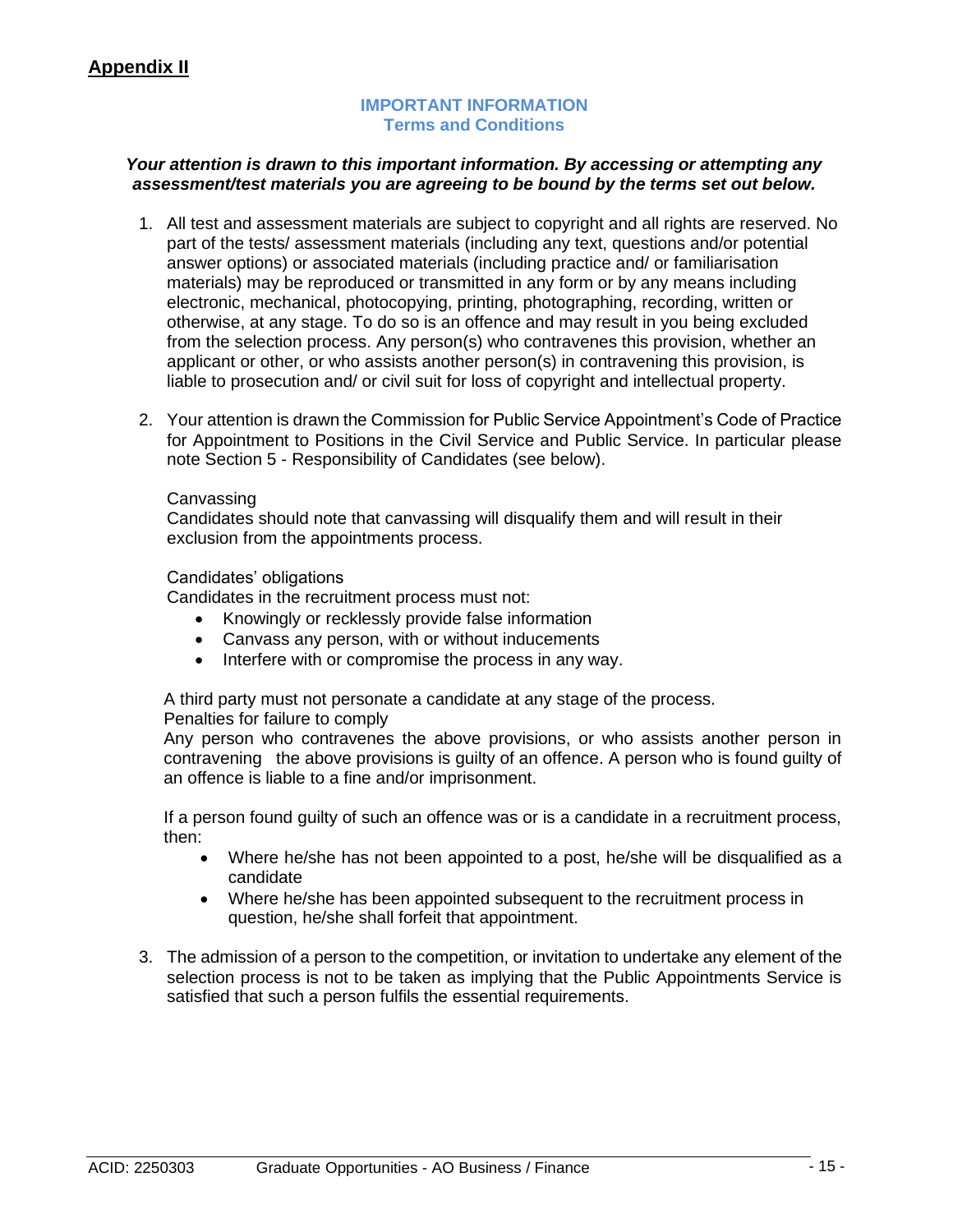## Appendix II

**IMPORTANT INFORMATION**
**Terms and Conditions**

***Your attention is drawn to this important information. By accessing or attempting any assessment/test materials you are agreeing to be bound by the terms set out below.***

1. All test and assessment materials are subject to copyright and all rights are reserved. No part of the tests/ assessment materials (including any text, questions and/or potential answer options) or associated materials (including practice and/ or familiarisation materials) may be reproduced or transmitted in any form or by any means including electronic, mechanical, photocopying, printing, photographing, recording, written or otherwise, at any stage. To do so is an offence and may result in you being excluded from the selection process. Any person(s) who contravenes this provision, whether an applicant or other, or who assists another person(s) in contravening this provision, is liable to prosecution and/ or civil suit for loss of copyright and intellectual property.

2. Your attention is drawn the Commission for Public Service Appointment's Code of Practice for Appointment to Positions in the Civil Service and Public Service. In particular please note Section 5 - Responsibility of Candidates (see below).

   Canvassing
   Candidates should note that canvassing will disqualify them and will result in their exclusion from the appointments process.

   Candidates' obligations
   Candidates in the recruitment process must not:
   - Knowingly or recklessly provide false information
   - Canvass any person, with or without inducements
   - Interfere with or compromise the process in any way.

   A third party must not personate a candidate at any stage of the process.
   Penalties for failure to comply
   Any person who contravenes the above provisions, or who assists another person in contravening the above provisions is guilty of an offence. A person who is found guilty of an offence is liable to a fine and/or imprisonment.

   If a person found guilty of such an offence was or is a candidate in a recruitment process, then:
   - Where he/she has not been appointed to a post, he/she will be disqualified as a candidate
   - Where he/she has been appointed subsequent to the recruitment process in question, he/she shall forfeit that appointment.

3. The admission of a person to the competition, or invitation to undertake any element of the selection process is not to be taken as implying that the Public Appointments Service is satisfied that such a person fulfils the essential requirements.